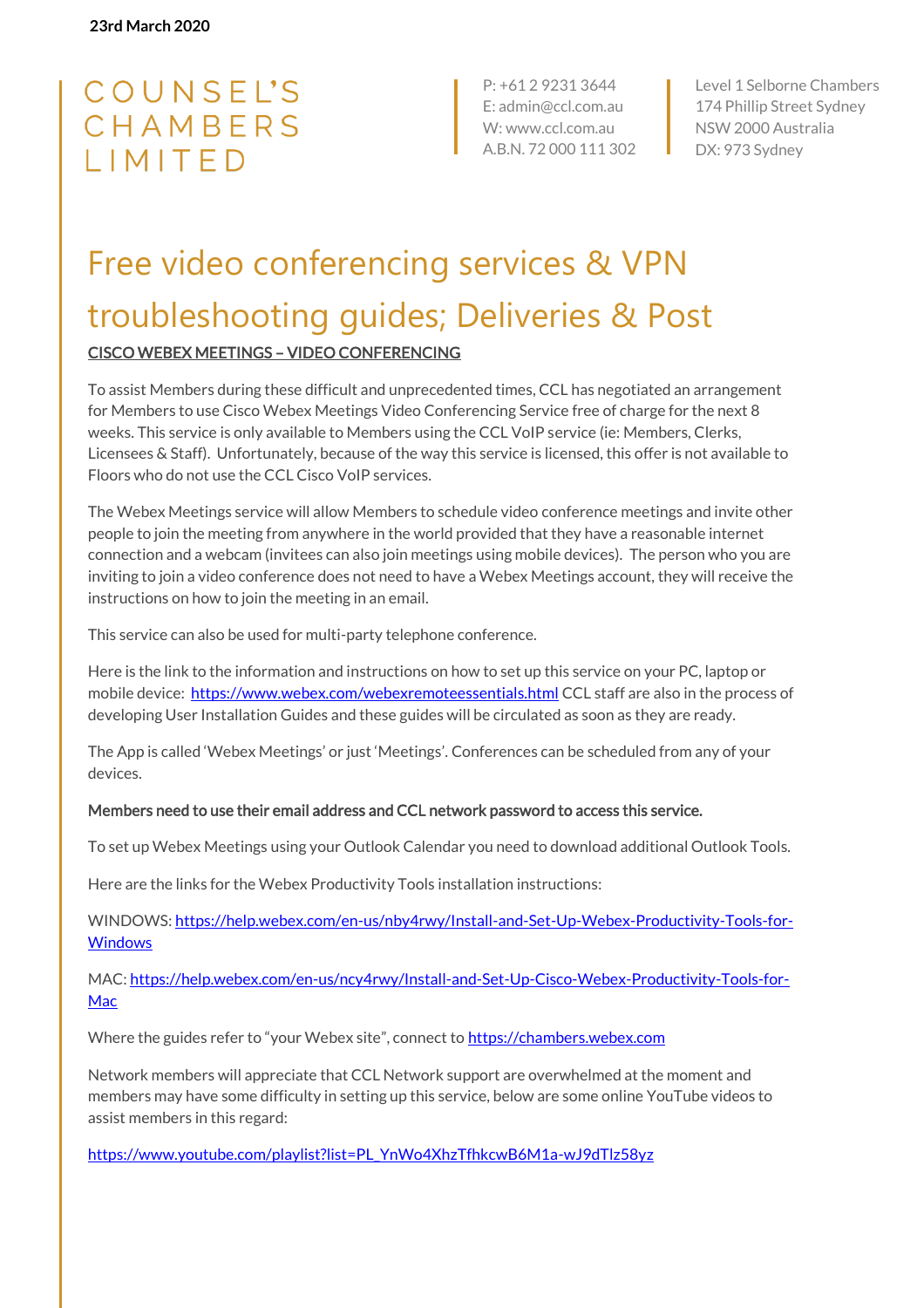**23rd March 2020**

COUNSEL'S CHAMBERS LIMITED

P: +61 2 9231 3644
E: admin@ccl.com.au
W: www.ccl.com.au
A.B.N. 72 000 111 302

Level 1 Selborne Chambers
174 Phillip Street Sydney
NSW 2000 Australia
DX: 973 Sydney

# Free video conferencing services & VPN troubleshooting guides; Deliveries & Post

## CISCO WEBEX MEETINGS – VIDEO CONFERENCING

To assist Members during these difficult and unprecedented times, CCL has negotiated an arrangement for Members to use Cisco Webex Meetings Video Conferencing Service free of charge for the next 8 weeks. This service is only available to Members using the CCL VoIP service (ie: Members, Clerks, Licensees & Staff). Unfortunately, because of the way this service is licensed, this offer is not available to Floors who do not use the CCL Cisco VoIP services.

The Webex Meetings service will allow Members to schedule video conference meetings and invite other people to join the meeting from anywhere in the world provided that they have a reasonable internet connection and a webcam (invitees can also join meetings using mobile devices). The person who you are inviting to join a video conference does not need to have a Webex Meetings account, they will receive the instructions on how to join the meeting in an email.

This service can also be used for multi-party telephone conference.

Here is the link to the information and instructions on how to set up this service on your PC, laptop or mobile device: https://www.webex.com/webexremoteessentials.html CCL staff are also in the process of developing User Installation Guides and these guides will be circulated as soon as they are ready.

The App is called 'Webex Meetings' or just 'Meetings'. Conferences can be scheduled from any of your devices.

**Members need to use their email address and CCL network password to access this service.**

To set up Webex Meetings using your Outlook Calendar you need to download additional Outlook Tools.

Here are the links for the Webex Productivity Tools installation instructions:

WINDOWS: https://help.webex.com/en-us/nby4rwy/Install-and-Set-Up-Webex-Productivity-Tools-for-Windows

MAC: https://help.webex.com/en-us/ncy4rwy/Install-and-Set-Up-Cisco-Webex-Productivity-Tools-for-Mac

Where the guides refer to "your Webex site", connect to https://chambers.webex.com

Network members will appreciate that CCL Network support are overwhelmed at the moment and members may have some difficulty in setting up this service, below are some online YouTube videos to assist members in this regard:

https://www.youtube.com/playlist?list=PL_YnWo4XhzTfhkcwB6M1a-wJ9dTlz58yz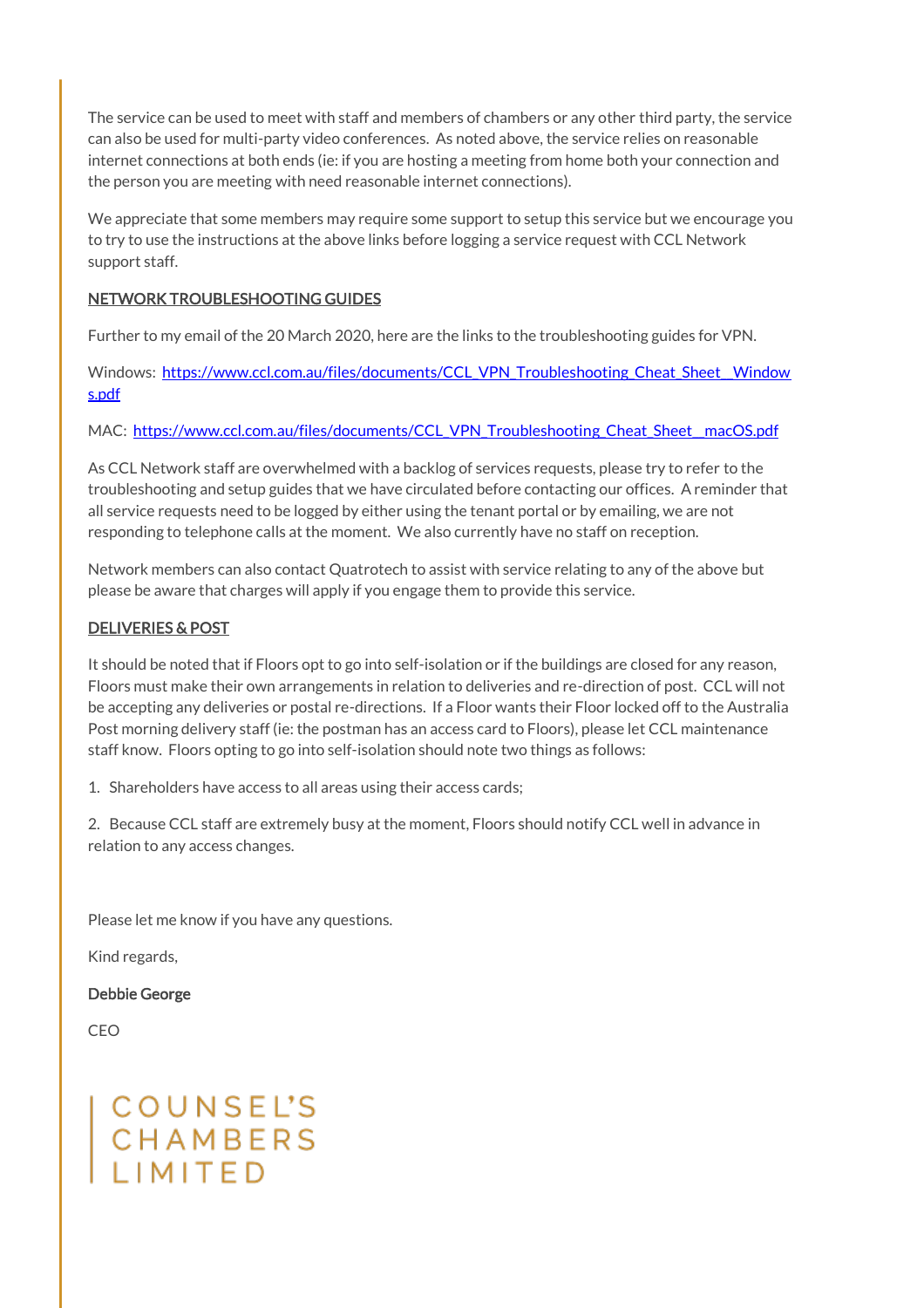The service can be used to meet with staff and members of chambers or any other third party, the service can also be used for multi-party video conferences. As noted above, the service relies on reasonable internet connections at both ends (ie: if you are hosting a meeting from home both your connection and the person you are meeting with need reasonable internet connections).

We appreciate that some members may require some support to setup this service but we encourage you to try to use the instructions at the above links before logging a service request with CCL Network support staff.

## NETWORK TROUBLESHOOTING GUIDES

Further to my email of the 20 March 2020, here are the links to the troubleshooting guides for VPN.

Windows: https://www.ccl.com.au/files/documents/CCL_VPN_Troubleshooting_Cheat_Sheet__Windows.pdf

MAC: https://www.ccl.com.au/files/documents/CCL_VPN_Troubleshooting_Cheat_Sheet__macOS.pdf

As CCL Network staff are overwhelmed with a backlog of services requests, please try to refer to the troubleshooting and setup guides that we have circulated before contacting our offices. A reminder that all service requests need to be logged by either using the tenant portal or by emailing, we are not responding to telephone calls at the moment. We also currently have no staff on reception.

Network members can also contact Quatrotech to assist with service relating to any of the above but please be aware that charges will apply if you engage them to provide this service.

## DELIVERIES & POST

It should be noted that if Floors opt to go into self-isolation or if the buildings are closed for any reason, Floors must make their own arrangements in relation to deliveries and re-direction of post. CCL will not be accepting any deliveries or postal re-directions. If a Floor wants their Floor locked off to the Australia Post morning delivery staff (ie: the postman has an access card to Floors), please let CCL maintenance staff know. Floors opting to go into self-isolation should note two things as follows:

1. Shareholders have access to all areas using their access cards;

2. Because CCL staff are extremely busy at the moment, Floors should notify CCL well in advance in relation to any access changes.

Please let me know if you have any questions.

Kind regards,

**Debbie George**

CEO

COUNSEL'S
CHAMBERS
LIMITED